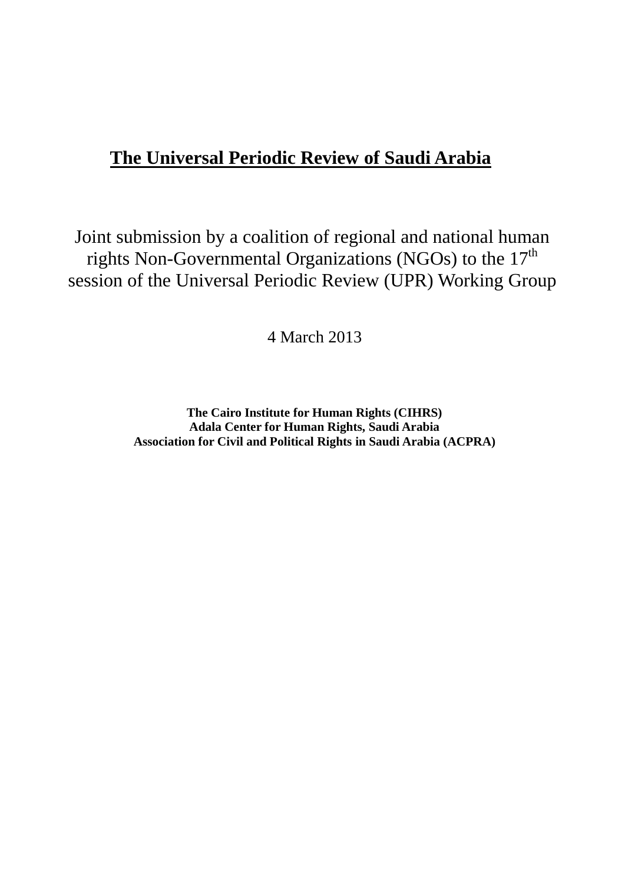# The Universal Periodic Review of Saudi Arabia

Joint submission by a coalition of regional and national human rights Non-Governmental Organizations (NGOs) to the 17th session of the Universal Periodic Review (UPR) Working Group

4 March 2013

**The Cairo Institute for Human Rights (CIHRS)**
**Adala Center for Human Rights, Saudi Arabia**
**Association for Civil and Political Rights in Saudi Arabia (ACPRA)**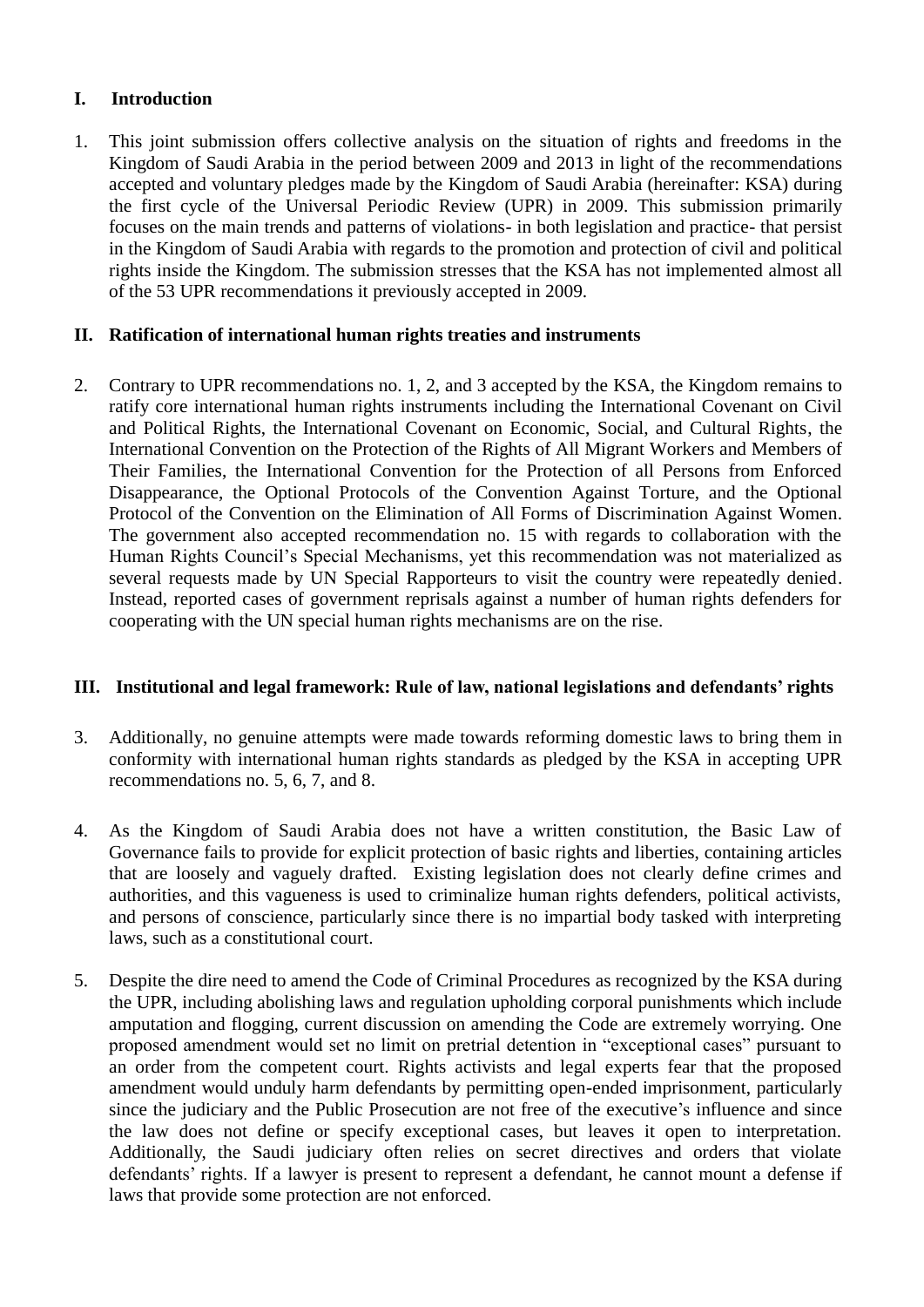## I. Introduction

1. This joint submission offers collective analysis on the situation of rights and freedoms in the Kingdom of Saudi Arabia in the period between 2009 and 2013 in light of the recommendations accepted and voluntary pledges made by the Kingdom of Saudi Arabia (hereinafter: KSA) during the first cycle of the Universal Periodic Review (UPR) in 2009. This submission primarily focuses on the main trends and patterns of violations- in both legislation and practice- that persist in the Kingdom of Saudi Arabia with regards to the promotion and protection of civil and political rights inside the Kingdom. The submission stresses that the KSA has not implemented almost all of the 53 UPR recommendations it previously accepted in 2009.

## II. Ratification of international human rights treaties and instruments

2. Contrary to UPR recommendations no. 1, 2, and 3 accepted by the KSA, the Kingdom remains to ratify core international human rights instruments including the International Covenant on Civil and Political Rights, the International Covenant on Economic, Social, and Cultural Rights, the International Convention on the Protection of the Rights of All Migrant Workers and Members of Their Families, the International Convention for the Protection of all Persons from Enforced Disappearance, the Optional Protocols of the Convention Against Torture, and the Optional Protocol of the Convention on the Elimination of All Forms of Discrimination Against Women. The government also accepted recommendation no. 15 with regards to collaboration with the Human Rights Council's Special Mechanisms, yet this recommendation was not materialized as several requests made by UN Special Rapporteurs to visit the country were repeatedly denied. Instead, reported cases of government reprisals against a number of human rights defenders for cooperating with the UN special human rights mechanisms are on the rise.

## III. Institutional and legal framework: Rule of law, national legislations and defendants' rights

3. Additionally, no genuine attempts were made towards reforming domestic laws to bring them in conformity with international human rights standards as pledged by the KSA in accepting UPR recommendations no. 5, 6, 7, and 8.

4. As the Kingdom of Saudi Arabia does not have a written constitution, the Basic Law of Governance fails to provide for explicit protection of basic rights and liberties, containing articles that are loosely and vaguely drafted. Existing legislation does not clearly define crimes and authorities, and this vagueness is used to criminalize human rights defenders, political activists, and persons of conscience, particularly since there is no impartial body tasked with interpreting laws, such as a constitutional court.

5. Despite the dire need to amend the Code of Criminal Procedures as recognized by the KSA during the UPR, including abolishing laws and regulation upholding corporal punishments which include amputation and flogging, current discussion on amending the Code are extremely worrying. One proposed amendment would set no limit on pretrial detention in "exceptional cases" pursuant to an order from the competent court. Rights activists and legal experts fear that the proposed amendment would unduly harm defendants by permitting open-ended imprisonment, particularly since the judiciary and the Public Prosecution are not free of the executive's influence and since the law does not define or specify exceptional cases, but leaves it open to interpretation. Additionally, the Saudi judiciary often relies on secret directives and orders that violate defendants' rights. If a lawyer is present to represent a defendant, he cannot mount a defense if laws that provide some protection are not enforced.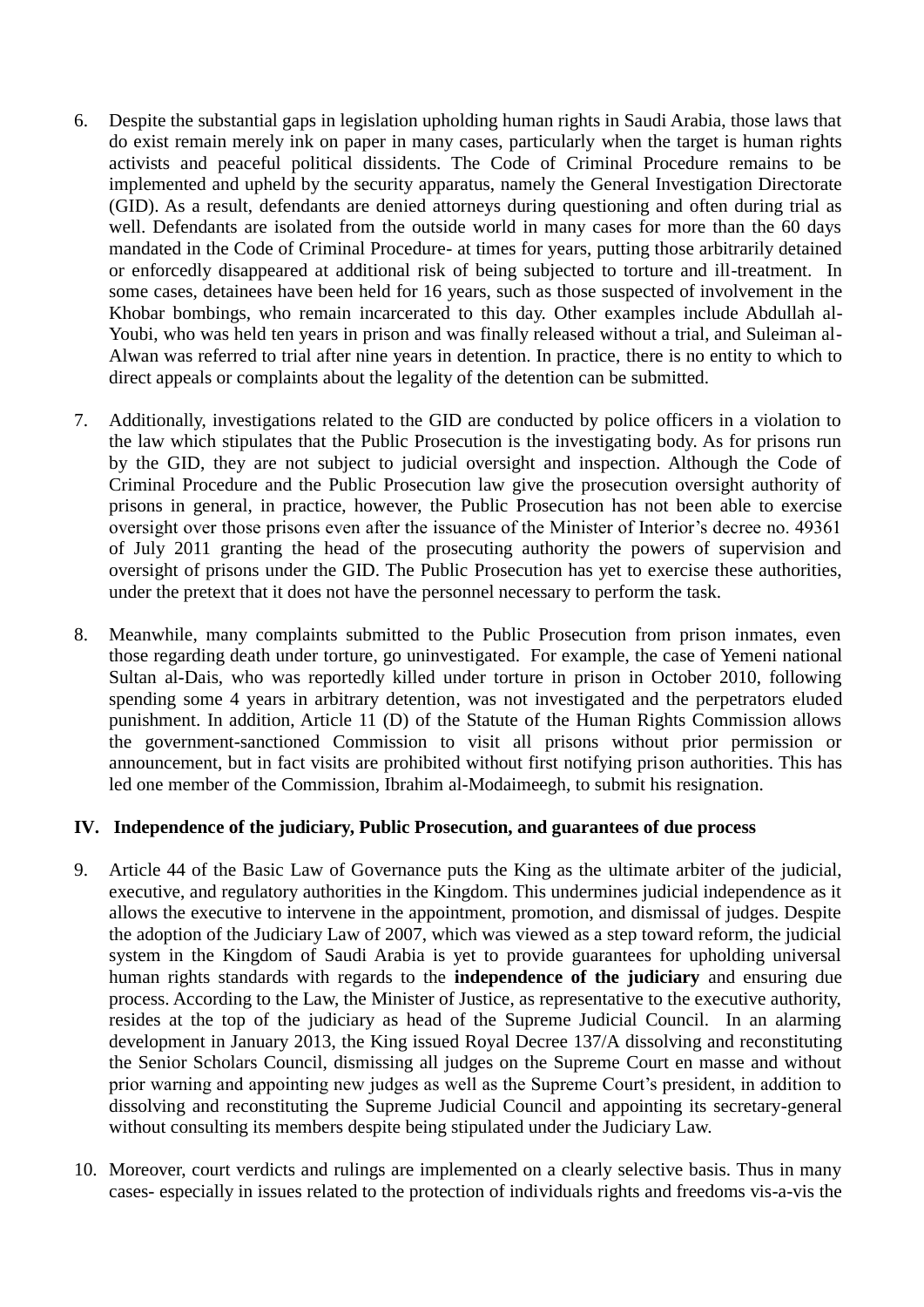6. Despite the substantial gaps in legislation upholding human rights in Saudi Arabia, those laws that do exist remain merely ink on paper in many cases, particularly when the target is human rights activists and peaceful political dissidents. The Code of Criminal Procedure remains to be implemented and upheld by the security apparatus, namely the General Investigation Directorate (GID). As a result, defendants are denied attorneys during questioning and often during trial as well. Defendants are isolated from the outside world in many cases for more than the 60 days mandated in the Code of Criminal Procedure- at times for years, putting those arbitrarily detained or enforcedly disappeared at additional risk of being subjected to torture and ill-treatment. In some cases, detainees have been held for 16 years, such as those suspected of involvement in the Khobar bombings, who remain incarcerated to this day. Other examples include Abdullah al-Youbi, who was held ten years in prison and was finally released without a trial, and Suleiman al-Alwan was referred to trial after nine years in detention. In practice, there is no entity to which to direct appeals or complaints about the legality of the detention can be submitted.

7. Additionally, investigations related to the GID are conducted by police officers in a violation to the law which stipulates that the Public Prosecution is the investigating body. As for prisons run by the GID, they are not subject to judicial oversight and inspection. Although the Code of Criminal Procedure and the Public Prosecution law give the prosecution oversight authority of prisons in general, in practice, however, the Public Prosecution has not been able to exercise oversight over those prisons even after the issuance of the Minister of Interior's decree no. 49361 of July 2011 granting the head of the prosecuting authority the powers of supervision and oversight of prisons under the GID. The Public Prosecution has yet to exercise these authorities, under the pretext that it does not have the personnel necessary to perform the task.

8. Meanwhile, many complaints submitted to the Public Prosecution from prison inmates, even those regarding death under torture, go uninvestigated. For example, the case of Yemeni national Sultan al-Dais, who was reportedly killed under torture in prison in October 2010, following spending some 4 years in arbitrary detention, was not investigated and the perpetrators eluded punishment. In addition, Article 11 (D) of the Statute of the Human Rights Commission allows the government-sanctioned Commission to visit all prisons without prior permission or announcement, but in fact visits are prohibited without first notifying prison authorities. This has led one member of the Commission, Ibrahim al-Modaimeegh, to submit his resignation.

## IV. Independence of the judiciary, Public Prosecution, and guarantees of due process

9. Article 44 of the Basic Law of Governance puts the King as the ultimate arbiter of the judicial, executive, and regulatory authorities in the Kingdom. This undermines judicial independence as it allows the executive to intervene in the appointment, promotion, and dismissal of judges. Despite the adoption of the Judiciary Law of 2007, which was viewed as a step toward reform, the judicial system in the Kingdom of Saudi Arabia is yet to provide guarantees for upholding universal human rights standards with regards to the **independence of the judiciary** and ensuring due process. According to the Law, the Minister of Justice, as representative to the executive authority, resides at the top of the judiciary as head of the Supreme Judicial Council. In an alarming development in January 2013, the King issued Royal Decree 137/A dissolving and reconstituting the Senior Scholars Council, dismissing all judges on the Supreme Court en masse and without prior warning and appointing new judges as well as the Supreme Court's president, in addition to dissolving and reconstituting the Supreme Judicial Council and appointing its secretary-general without consulting its members despite being stipulated under the Judiciary Law.

10. Moreover, court verdicts and rulings are implemented on a clearly selective basis. Thus in many cases- especially in issues related to the protection of individuals rights and freedoms vis-a-vis the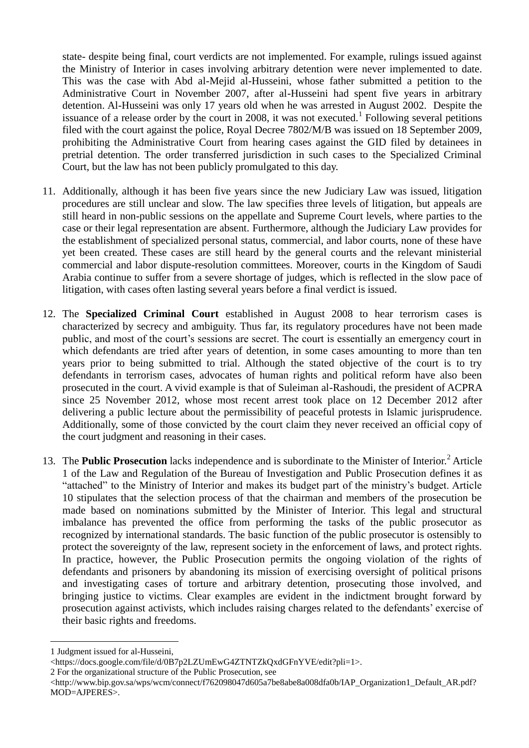state- despite being final, court verdicts are not implemented. For example, rulings issued against the Ministry of Interior in cases involving arbitrary detention were never implemented to date. This was the case with Abd al-Mejid al-Husseini, whose father submitted a petition to the Administrative Court in November 2007, after al-Husseini had spent five years in arbitrary detention. Al-Husseini was only 17 years old when he was arrested in August 2002. Despite the issuance of a release order by the court in 2008, it was not executed.[1] Following several petitions filed with the court against the police, Royal Decree 7802/M/B was issued on 18 September 2009, prohibiting the Administrative Court from hearing cases against the GID filed by detainees in pretrial detention. The order transferred jurisdiction in such cases to the Specialized Criminal Court, but the law has not been publicly promulgated to this day.

11. Additionally, although it has been five years since the new Judiciary Law was issued, litigation procedures are still unclear and slow. The law specifies three levels of litigation, but appeals are still heard in non-public sessions on the appellate and Supreme Court levels, where parties to the case or their legal representation are absent. Furthermore, although the Judiciary Law provides for the establishment of specialized personal status, commercial, and labor courts, none of these have yet been created. These cases are still heard by the general courts and the relevant ministerial commercial and labor dispute-resolution committees. Moreover, courts in the Kingdom of Saudi Arabia continue to suffer from a severe shortage of judges, which is reflected in the slow pace of litigation, with cases often lasting several years before a final verdict is issued.

12. The **Specialized Criminal Court** established in August 2008 to hear terrorism cases is characterized by secrecy and ambiguity. Thus far, its regulatory procedures have not been made public, and most of the court's sessions are secret. The court is essentially an emergency court in which defendants are tried after years of detention, in some cases amounting to more than ten years prior to being submitted to trial. Although the stated objective of the court is to try defendants in terrorism cases, advocates of human rights and political reform have also been prosecuted in the court. A vivid example is that of Suleiman al-Rashoudi, the president of ACPRA since 25 November 2012, whose most recent arrest took place on 12 December 2012 after delivering a public lecture about the permissibility of peaceful protests in Islamic jurisprudence. Additionally, some of those convicted by the court claim they never received an official copy of the court judgment and reasoning in their cases.

13. The **Public Prosecution** lacks independence and is subordinate to the Minister of Interior.[2] Article 1 of the Law and Regulation of the Bureau of Investigation and Public Prosecution defines it as "attached" to the Ministry of Interior and makes its budget part of the ministry's budget. Article 10 stipulates that the selection process of that the chairman and members of the prosecution be made based on nominations submitted by the Minister of Interior. This legal and structural imbalance has prevented the office from performing the tasks of the public prosecutor as recognized by international standards. The basic function of the public prosecutor is ostensibly to protect the sovereignty of the law, represent society in the enforcement of laws, and protect rights. In practice, however, the Public Prosecution permits the ongoing violation of the rights of defendants and prisoners by abandoning its mission of exercising oversight of political prisons and investigating cases of torture and arbitrary detention, prosecuting those involved, and bringing justice to victims. Clear examples are evident in the indictment brought forward by prosecution against activists, which includes raising charges related to the defendants' exercise of their basic rights and freedoms.

---

1 Judgment issued for al-Husseini, <https://docs.google.com/file/d/0B7p2LZUmEwG4ZTNTZkQxdGFnYVE/edit?pli=1>.

2 For the organizational structure of the Public Prosecution, see <http://www.bip.gov.sa/wps/wcm/connect/f762098047d605a7be8abe8a008dfa0b/IAP_Organization1_Default_AR.pdf?MOD=AJPERES>.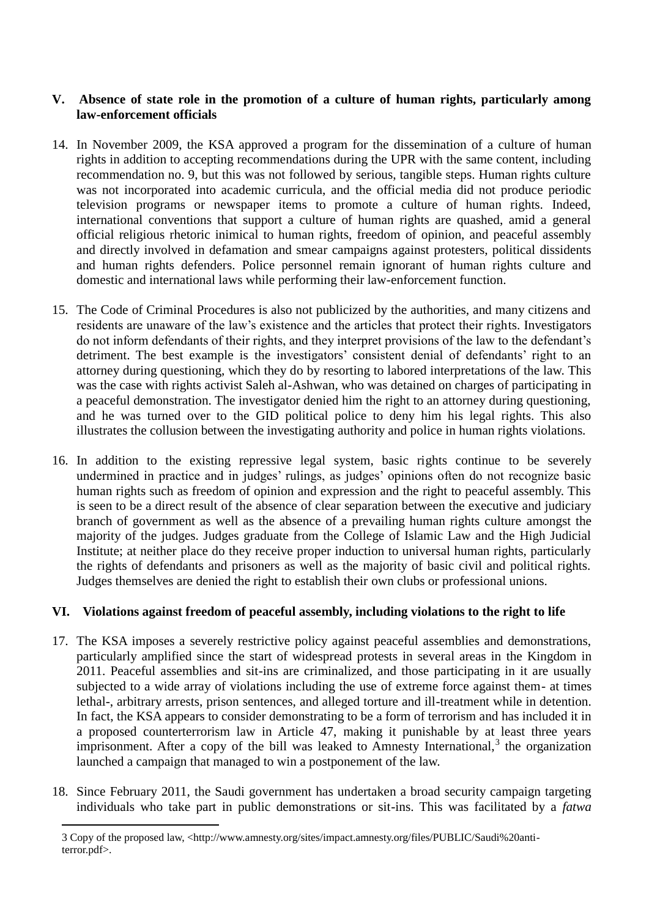## V. Absence of state role in the promotion of a culture of human rights, particularly among law-enforcement officials

14. In November 2009, the KSA approved a program for the dissemination of a culture of human rights in addition to accepting recommendations during the UPR with the same content, including recommendation no. 9, but this was not followed by serious, tangible steps. Human rights culture was not incorporated into academic curricula, and the official media did not produce periodic television programs or newspaper items to promote a culture of human rights. Indeed, international conventions that support a culture of human rights are quashed, amid a general official religious rhetoric inimical to human rights, freedom of opinion, and peaceful assembly and directly involved in defamation and smear campaigns against protesters, political dissidents and human rights defenders. Police personnel remain ignorant of human rights culture and domestic and international laws while performing their law-enforcement function.

15. The Code of Criminal Procedures is also not publicized by the authorities, and many citizens and residents are unaware of the law's existence and the articles that protect their rights. Investigators do not inform defendants of their rights, and they interpret provisions of the law to the defendant's detriment. The best example is the investigators' consistent denial of defendants' right to an attorney during questioning, which they do by resorting to labored interpretations of the law. This was the case with rights activist Saleh al-Ashwan, who was detained on charges of participating in a peaceful demonstration. The investigator denied him the right to an attorney during questioning, and he was turned over to the GID political police to deny him his legal rights. This also illustrates the collusion between the investigating authority and police in human rights violations.

16. In addition to the existing repressive legal system, basic rights continue to be severely undermined in practice and in judges' rulings, as judges' opinions often do not recognize basic human rights such as freedom of opinion and expression and the right to peaceful assembly. This is seen to be a direct result of the absence of clear separation between the executive and judiciary branch of government as well as the absence of a prevailing human rights culture amongst the majority of the judges. Judges graduate from the College of Islamic Law and the High Judicial Institute; at neither place do they receive proper induction to universal human rights, particularly the rights of defendants and prisoners as well as the majority of basic civil and political rights. Judges themselves are denied the right to establish their own clubs or professional unions.

## VI. Violations against freedom of peaceful assembly, including violations to the right to life

17. The KSA imposes a severely restrictive policy against peaceful assemblies and demonstrations, particularly amplified since the start of widespread protests in several areas in the Kingdom in 2011. Peaceful assemblies and sit-ins are criminalized, and those participating in it are usually subjected to a wide array of violations including the use of extreme force against them- at times lethal-, arbitrary arrests, prison sentences, and alleged torture and ill-treatment while in detention. In fact, the KSA appears to consider demonstrating to be a form of terrorism and has included it in a proposed counterterrorism law in Article 47, making it punishable by at least three years imprisonment. After a copy of the bill was leaked to Amnesty International,[3] the organization launched a campaign that managed to win a postponement of the law.

18. Since February 2011, the Saudi government has undertaken a broad security campaign targeting individuals who take part in public demonstrations or sit-ins. This was facilitated by a *fatwa*

3 Copy of the proposed law, <http://www.amnesty.org/sites/impact.amnesty.org/files/PUBLIC/Saudi%20anti-terror.pdf>.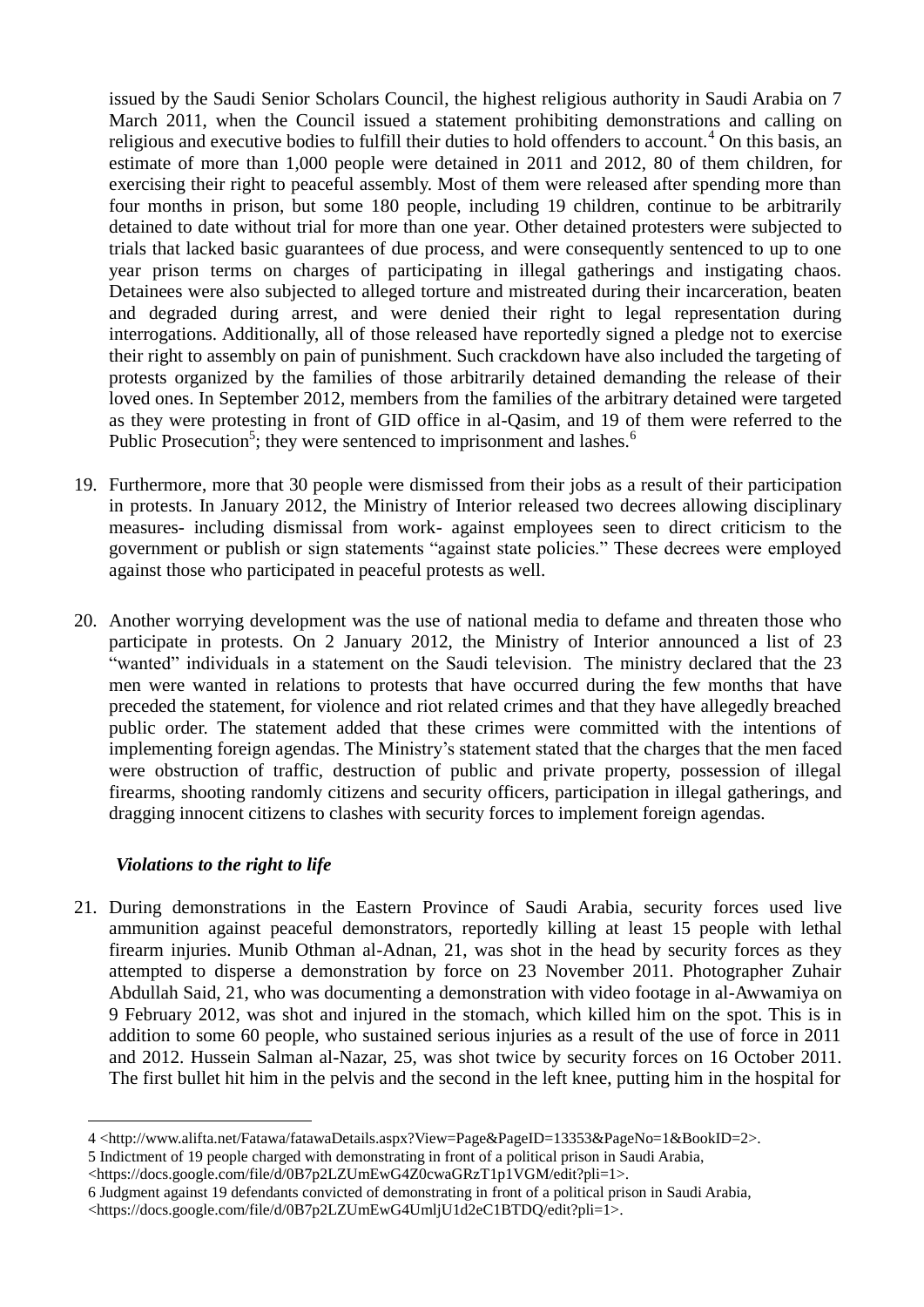issued by the Saudi Senior Scholars Council, the highest religious authority in Saudi Arabia on 7 March 2011, when the Council issued a statement prohibiting demonstrations and calling on religious and executive bodies to fulfill their duties to hold offenders to account.[4] On this basis, an estimate of more than 1,000 people were detained in 2011 and 2012, 80 of them children, for exercising their right to peaceful assembly. Most of them were released after spending more than four months in prison, but some 180 people, including 19 children, continue to be arbitrarily detained to date without trial for more than one year. Other detained protesters were subjected to trials that lacked basic guarantees of due process, and were consequently sentenced to up to one year prison terms on charges of participating in illegal gatherings and instigating chaos. Detainees were also subjected to alleged torture and mistreated during their incarceration, beaten and degraded during arrest, and were denied their right to legal representation during interrogations. Additionally, all of those released have reportedly signed a pledge not to exercise their right to assembly on pain of punishment. Such crackdown have also included the targeting of protests organized by the families of those arbitrarily detained demanding the release of their loved ones. In September 2012, members from the families of the arbitrary detained were targeted as they were protesting in front of GID office in al-Qasim, and 19 of them were referred to the Public Prosecution[5]; they were sentenced to imprisonment and lashes.[6]

19. Furthermore, more that 30 people were dismissed from their jobs as a result of their participation in protests. In January 2012, the Ministry of Interior released two decrees allowing disciplinary measures- including dismissal from work- against employees seen to direct criticism to the government or publish or sign statements "against state policies." These decrees were employed against those who participated in peaceful protests as well.

20. Another worrying development was the use of national media to defame and threaten those who participate in protests. On 2 January 2012, the Ministry of Interior announced a list of 23 "wanted" individuals in a statement on the Saudi television. The ministry declared that the 23 men were wanted in relations to protests that have occurred during the few months that have preceded the statement, for violence and riot related crimes and that they have allegedly breached public order. The statement added that these crimes were committed with the intentions of implementing foreign agendas. The Ministry's statement stated that the charges that the men faced were obstruction of traffic, destruction of public and private property, possession of illegal firearms, shooting randomly citizens and security officers, participation in illegal gatherings, and dragging innocent citizens to clashes with security forces to implement foreign agendas.

***Violations to the right to life***

21. During demonstrations in the Eastern Province of Saudi Arabia, security forces used live ammunition against peaceful demonstrators, reportedly killing at least 15 people with lethal firearm injuries. Munib Othman al-Adnan, 21, was shot in the head by security forces as they attempted to disperse a demonstration by force on 23 November 2011. Photographer Zuhair Abdullah Said, 21, who was documenting a demonstration with video footage in al-Awwamiya on 9 February 2012, was shot and injured in the stomach, which killed him on the spot. This is in addition to some 60 people, who sustained serious injuries as a result of the use of force in 2011 and 2012. Hussein Salman al-Nazar, 25, was shot twice by security forces on 16 October 2011. The first bullet hit him in the pelvis and the second in the left knee, putting him in the hospital for

---

4 <http://www.alifta.net/Fatawa/fatawaDetails.aspx?View=Page&PageID=13353&PageNo=1&BookID=2>.

5 Indictment of 19 people charged with demonstrating in front of a political prison in Saudi Arabia, <https://docs.google.com/file/d/0B7p2LZUmEwG4Z0cwaGRzT1p1VGM/edit?pli=1>.

6 Judgment against 19 defendants convicted of demonstrating in front of a political prison in Saudi Arabia, <https://docs.google.com/file/d/0B7p2LZUmEwG4UmljU1d2eC1BTDQ/edit?pli=1>.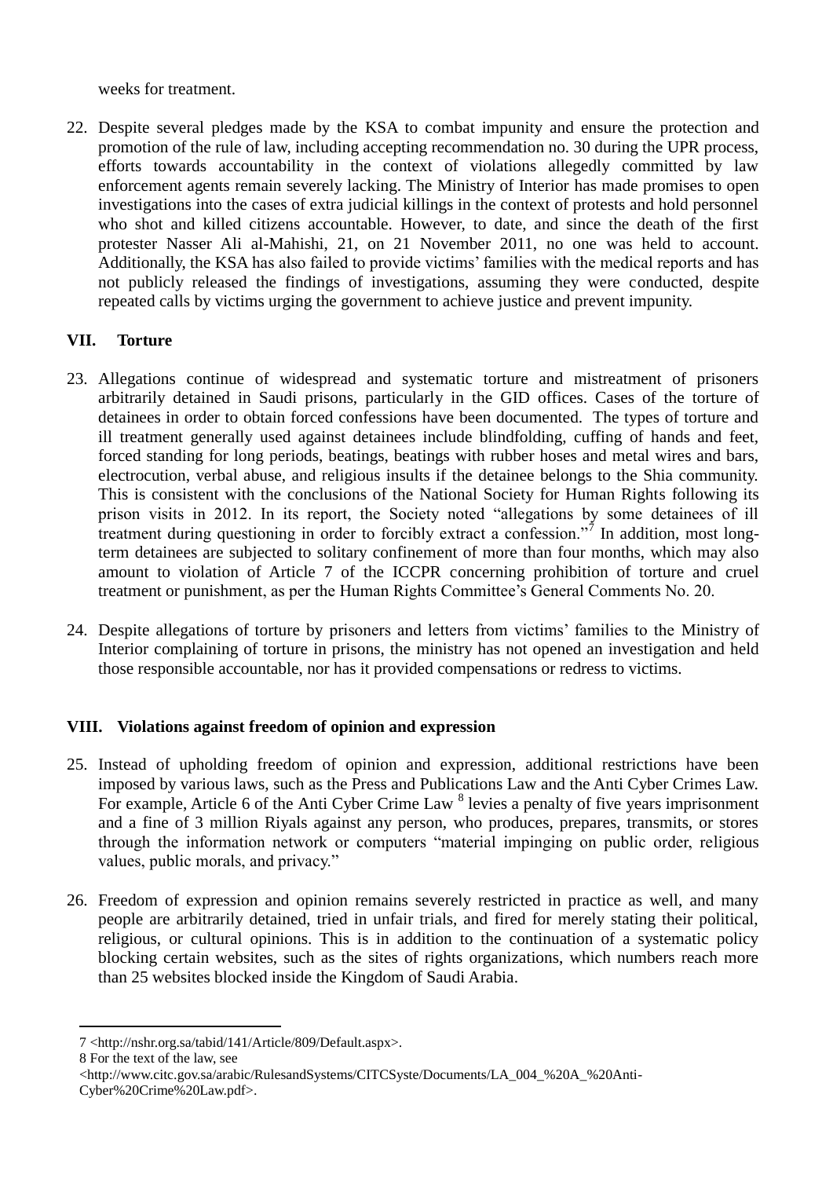weeks for treatment.

22. Despite several pledges made by the KSA to combat impunity and ensure the protection and promotion of the rule of law, including accepting recommendation no. 30 during the UPR process, efforts towards accountability in the context of violations allegedly committed by law enforcement agents remain severely lacking. The Ministry of Interior has made promises to open investigations into the cases of extra judicial killings in the context of protests and hold personnel who shot and killed citizens accountable. However, to date, and since the death of the first protester Nasser Ali al-Mahishi, 21, on 21 November 2011, no one was held to account. Additionally, the KSA has also failed to provide victims' families with the medical reports and has not publicly released the findings of investigations, assuming they were conducted, despite repeated calls by victims urging the government to achieve justice and prevent impunity.

## VII. Torture

23. Allegations continue of widespread and systematic torture and mistreatment of prisoners arbitrarily detained in Saudi prisons, particularly in the GID offices. Cases of the torture of detainees in order to obtain forced confessions have been documented. The types of torture and ill treatment generally used against detainees include blindfolding, cuffing of hands and feet, forced standing for long periods, beatings, beatings with rubber hoses and metal wires and bars, electrocution, verbal abuse, and religious insults if the detainee belongs to the Shia community. This is consistent with the conclusions of the National Society for Human Rights following its prison visits in 2012. In its report, the Society noted "allegations by some detainees of ill treatment during questioning in order to forcibly extract a confession."[7] In addition, most long-term detainees are subjected to solitary confinement of more than four months, which may also amount to violation of Article 7 of the ICCPR concerning prohibition of torture and cruel treatment or punishment, as per the Human Rights Committee's General Comments No. 20.

24. Despite allegations of torture by prisoners and letters from victims' families to the Ministry of Interior complaining of torture in prisons, the ministry has not opened an investigation and held those responsible accountable, nor has it provided compensations or redress to victims.

## VIII. Violations against freedom of opinion and expression

25. Instead of upholding freedom of opinion and expression, additional restrictions have been imposed by various laws, such as the Press and Publications Law and the Anti Cyber Crimes Law. For example, Article 6 of the Anti Cyber Crime Law [8] levies a penalty of five years imprisonment and a fine of 3 million Riyals against any person, who produces, prepares, transmits, or stores through the information network or computers "material impinging on public order, religious values, public morals, and privacy."

26. Freedom of expression and opinion remains severely restricted in practice as well, and many people are arbitrarily detained, tried in unfair trials, and fired for merely stating their political, religious, or cultural opinions. This is in addition to the continuation of a systematic policy blocking certain websites, such as the sites of rights organizations, which numbers reach more than 25 websites blocked inside the Kingdom of Saudi Arabia.

---

7 <http://nshr.org.sa/tabid/141/Article/809/Default.aspx>.

8 For the text of the law, see <http://www.citc.gov.sa/arabic/RulesandSystems/CITCSyste/Documents/LA_004_%20A_%20Anti-Cyber%20Crime%20Law.pdf>.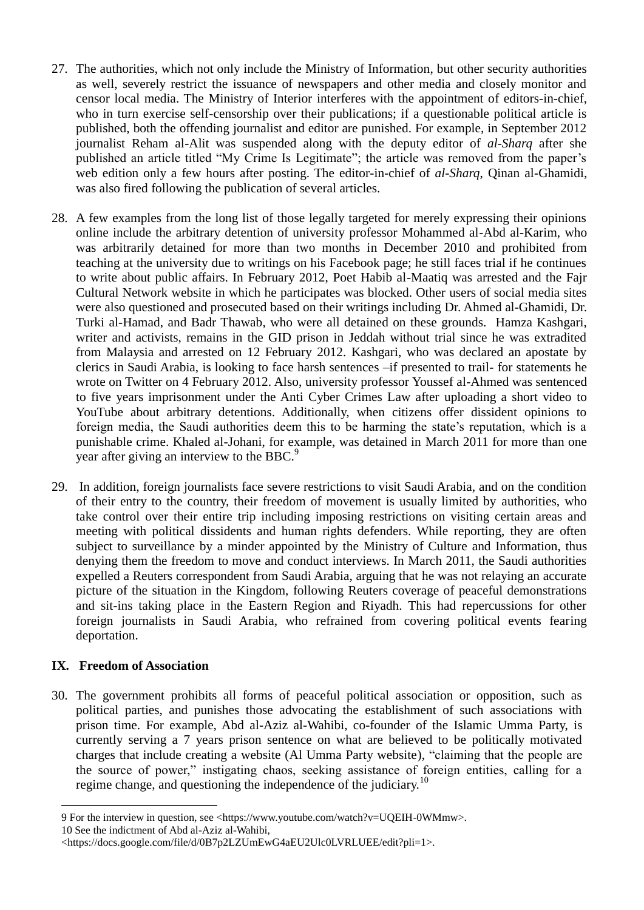27. The authorities, which not only include the Ministry of Information, but other security authorities as well, severely restrict the issuance of newspapers and other media and closely monitor and censor local media. The Ministry of Interior interferes with the appointment of editors-in-chief, who in turn exercise self-censorship over their publications; if a questionable political article is published, both the offending journalist and editor are punished. For example, in September 2012 journalist Reham al-Alit was suspended along with the deputy editor of *al-Sharq* after she published an article titled "My Crime Is Legitimate"; the article was removed from the paper's web edition only a few hours after posting. The editor-in-chief of *al-Sharq*, Qinan al-Ghamidi, was also fired following the publication of several articles.

28. A few examples from the long list of those legally targeted for merely expressing their opinions online include the arbitrary detention of university professor Mohammed al-Abd al-Karim, who was arbitrarily detained for more than two months in December 2010 and prohibited from teaching at the university due to writings on his Facebook page; he still faces trial if he continues to write about public affairs. In February 2012, Poet Habib al-Maatiq was arrested and the Fajr Cultural Network website in which he participates was blocked. Other users of social media sites were also questioned and prosecuted based on their writings including Dr. Ahmed al-Ghamidi, Dr. Turki al-Hamad, and Badr Thawab, who were all detained on these grounds. Hamza Kashgari, writer and activists, remains in the GID prison in Jeddah without trial since he was extradited from Malaysia and arrested on 12 February 2012. Kashgari, who was declared an apostate by clerics in Saudi Arabia, is looking to face harsh sentences –if presented to trail- for statements he wrote on Twitter on 4 February 2012. Also, university professor Youssef al-Ahmed was sentenced to five years imprisonment under the Anti Cyber Crimes Law after uploading a short video to YouTube about arbitrary detentions. Additionally, when citizens offer dissident opinions to foreign media, the Saudi authorities deem this to be harming the state's reputation, which is a punishable crime. Khaled al-Johani, for example, was detained in March 2011 for more than one year after giving an interview to the BBC.[9]

29. In addition, foreign journalists face severe restrictions to visit Saudi Arabia, and on the condition of their entry to the country, their freedom of movement is usually limited by authorities, who take control over their entire trip including imposing restrictions on visiting certain areas and meeting with political dissidents and human rights defenders. While reporting, they are often subject to surveillance by a minder appointed by the Ministry of Culture and Information, thus denying them the freedom to move and conduct interviews. In March 2011, the Saudi authorities expelled a Reuters correspondent from Saudi Arabia, arguing that he was not relaying an accurate picture of the situation in the Kingdom, following Reuters coverage of peaceful demonstrations and sit-ins taking place in the Eastern Region and Riyadh. This had repercussions for other foreign journalists in Saudi Arabia, who refrained from covering political events fearing deportation.

## IX. Freedom of Association

30. The government prohibits all forms of peaceful political association or opposition, such as political parties, and punishes those advocating the establishment of such associations with prison time. For example, Abd al-Aziz al-Wahibi, co-founder of the Islamic Umma Party, is currently serving a 7 years prison sentence on what are believed to be politically motivated charges that include creating a website (Al Umma Party website), "claiming that the people are the source of power," instigating chaos, seeking assistance of foreign entities, calling for a regime change, and questioning the independence of the judiciary.[10]

---

9 For the interview in question, see <https://www.youtube.com/watch?v=UQEIH-0WMmw>.

10 See the indictment of Abd al-Aziz al-Wahibi, <https://docs.google.com/file/d/0B7p2LZUmEwG4aEU2Ulc0LVRLUEE/edit?pli=1>.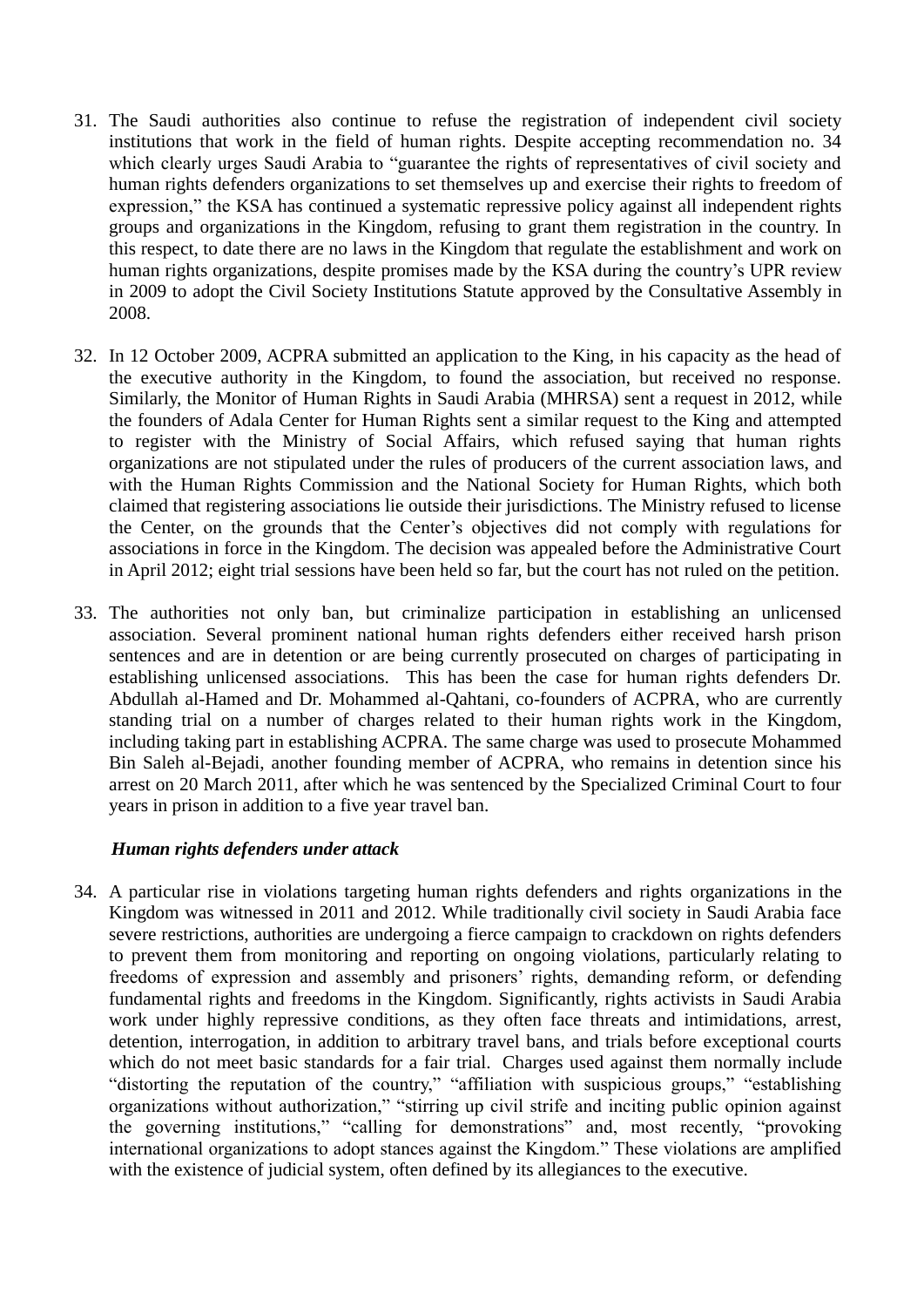31. The Saudi authorities also continue to refuse the registration of independent civil society institutions that work in the field of human rights. Despite accepting recommendation no. 34 which clearly urges Saudi Arabia to "guarantee the rights of representatives of civil society and human rights defenders organizations to set themselves up and exercise their rights to freedom of expression," the KSA has continued a systematic repressive policy against all independent rights groups and organizations in the Kingdom, refusing to grant them registration in the country. In this respect, to date there are no laws in the Kingdom that regulate the establishment and work on human rights organizations, despite promises made by the KSA during the country's UPR review in 2009 to adopt the Civil Society Institutions Statute approved by the Consultative Assembly in 2008.

32. In 12 October 2009, ACPRA submitted an application to the King, in his capacity as the head of the executive authority in the Kingdom, to found the association, but received no response. Similarly, the Monitor of Human Rights in Saudi Arabia (MHRSA) sent a request in 2012, while the founders of Adala Center for Human Rights sent a similar request to the King and attempted to register with the Ministry of Social Affairs, which refused saying that human rights organizations are not stipulated under the rules of producers of the current association laws, and with the Human Rights Commission and the National Society for Human Rights, which both claimed that registering associations lie outside their jurisdictions. The Ministry refused to license the Center, on the grounds that the Center's objectives did not comply with regulations for associations in force in the Kingdom. The decision was appealed before the Administrative Court in April 2012; eight trial sessions have been held so far, but the court has not ruled on the petition.

33. The authorities not only ban, but criminalize participation in establishing an unlicensed association. Several prominent national human rights defenders either received harsh prison sentences and are in detention or are being currently prosecuted on charges of participating in establishing unlicensed associations. This has been the case for human rights defenders Dr. Abdullah al-Hamed and Dr. Mohammed al-Qahtani, co-founders of ACPRA, who are currently standing trial on a number of charges related to their human rights work in the Kingdom, including taking part in establishing ACPRA. The same charge was used to prosecute Mohammed Bin Saleh al-Bejadi, another founding member of ACPRA, who remains in detention since his arrest on 20 March 2011, after which he was sentenced by the Specialized Criminal Court to four years in prison in addition to a five year travel ban.

***Human rights defenders under attack***

34. A particular rise in violations targeting human rights defenders and rights organizations in the Kingdom was witnessed in 2011 and 2012. While traditionally civil society in Saudi Arabia face severe restrictions, authorities are undergoing a fierce campaign to crackdown on rights defenders to prevent them from monitoring and reporting on ongoing violations, particularly relating to freedoms of expression and assembly and prisoners' rights, demanding reform, or defending fundamental rights and freedoms in the Kingdom. Significantly, rights activists in Saudi Arabia work under highly repressive conditions, as they often face threats and intimidations, arrest, detention, interrogation, in addition to arbitrary travel bans, and trials before exceptional courts which do not meet basic standards for a fair trial. Charges used against them normally include "distorting the reputation of the country," "affiliation with suspicious groups," "establishing organizations without authorization," "stirring up civil strife and inciting public opinion against the governing institutions," "calling for demonstrations" and, most recently, "provoking international organizations to adopt stances against the Kingdom." These violations are amplified with the existence of judicial system, often defined by its allegiances to the executive.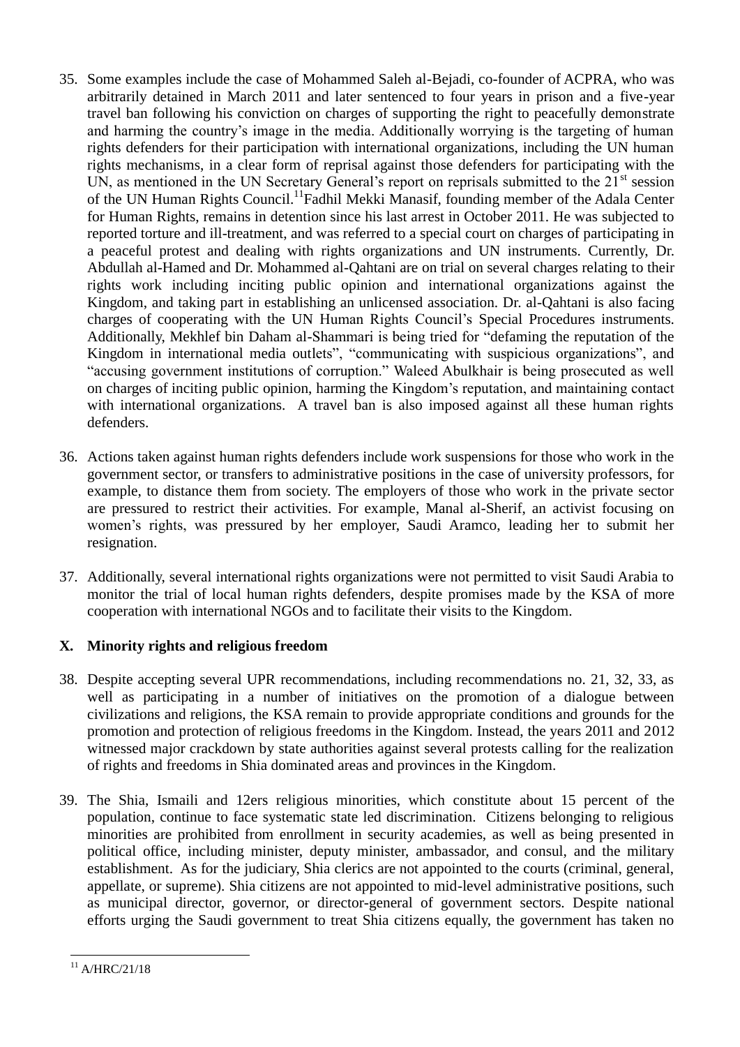35. Some examples include the case of Mohammed Saleh al-Bejadi, co-founder of ACPRA, who was arbitrarily detained in March 2011 and later sentenced to four years in prison and a five-year travel ban following his conviction on charges of supporting the right to peacefully demonstrate and harming the country's image in the media. Additionally worrying is the targeting of human rights defenders for their participation with international organizations, including the UN human rights mechanisms, in a clear form of reprisal against those defenders for participating with the UN, as mentioned in the UN Secretary General's report on reprisals submitted to the 21st session of the UN Human Rights Council.[11] Fadhil Mekki Manasif, founding member of the Adala Center for Human Rights, remains in detention since his last arrest in October 2011. He was subjected to reported torture and ill-treatment, and was referred to a special court on charges of participating in a peaceful protest and dealing with rights organizations and UN instruments. Currently, Dr. Abdullah al-Hamed and Dr. Mohammed al-Qahtani are on trial on several charges relating to their rights work including inciting public opinion and international organizations against the Kingdom, and taking part in establishing an unlicensed association. Dr. al-Qahtani is also facing charges of cooperating with the UN Human Rights Council's Special Procedures instruments. Additionally, Mekhlef bin Daham al-Shammari is being tried for "defaming the reputation of the Kingdom in international media outlets", "communicating with suspicious organizations", and "accusing government institutions of corruption." Waleed Abulkhair is being prosecuted as well on charges of inciting public opinion, harming the Kingdom's reputation, and maintaining contact with international organizations. A travel ban is also imposed against all these human rights defenders.

36. Actions taken against human rights defenders include work suspensions for those who work in the government sector, or transfers to administrative positions in the case of university professors, for example, to distance them from society. The employers of those who work in the private sector are pressured to restrict their activities. For example, Manal al-Sherif, an activist focusing on women's rights, was pressured by her employer, Saudi Aramco, leading her to submit her resignation.

37. Additionally, several international rights organizations were not permitted to visit Saudi Arabia to monitor the trial of local human rights defenders, despite promises made by the KSA of more cooperation with international NGOs and to facilitate their visits to the Kingdom.

## X. Minority rights and religious freedom

38. Despite accepting several UPR recommendations, including recommendations no. 21, 32, 33, as well as participating in a number of initiatives on the promotion of a dialogue between civilizations and religions, the KSA remain to provide appropriate conditions and grounds for the promotion and protection of religious freedoms in the Kingdom. Instead, the years 2011 and 2012 witnessed major crackdown by state authorities against several protests calling for the realization of rights and freedoms in Shia dominated areas and provinces in the Kingdom.

39. The Shia, Ismaili and 12ers religious minorities, which constitute about 15 percent of the population, continue to face systematic state led discrimination. Citizens belonging to religious minorities are prohibited from enrollment in security academies, as well as being presented in political office, including minister, deputy minister, ambassador, and consul, and the military establishment. As for the judiciary, Shia clerics are not appointed to the courts (criminal, general, appellate, or supreme). Shia citizens are not appointed to mid-level administrative positions, such as municipal director, governor, or director-general of government sectors. Despite national efforts urging the Saudi government to treat Shia citizens equally, the government has taken no

[11] A/HRC/21/18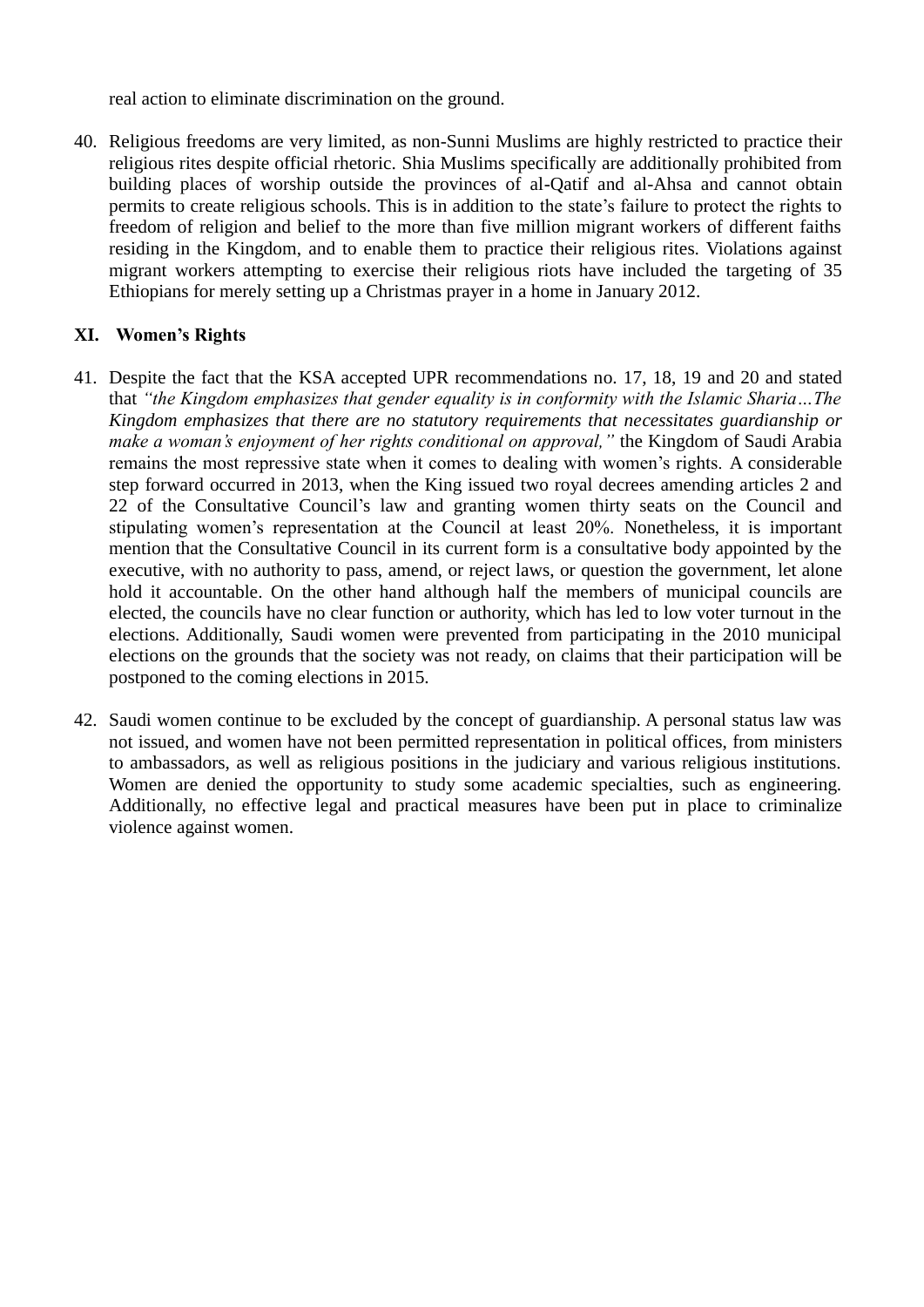real action to eliminate discrimination on the ground.

40. Religious freedoms are very limited, as non-Sunni Muslims are highly restricted to practice their religious rites despite official rhetoric. Shia Muslims specifically are additionally prohibited from building places of worship outside the provinces of al-Qatif and al-Ahsa and cannot obtain permits to create religious schools. This is in addition to the state's failure to protect the rights to freedom of religion and belief to the more than five million migrant workers of different faiths residing in the Kingdom, and to enable them to practice their religious rites. Violations against migrant workers attempting to exercise their religious riots have included the targeting of 35 Ethiopians for merely setting up a Christmas prayer in a home in January 2012.

## XI. Women's Rights

41. Despite the fact that the KSA accepted UPR recommendations no. 17, 18, 19 and 20 and stated that *"the Kingdom emphasizes that gender equality is in conformity with the Islamic Sharia…The Kingdom emphasizes that there are no statutory requirements that necessitates guardianship or make a woman's enjoyment of her rights conditional on approval,"* the Kingdom of Saudi Arabia remains the most repressive state when it comes to dealing with women's rights. A considerable step forward occurred in 2013, when the King issued two royal decrees amending articles 2 and 22 of the Consultative Council's law and granting women thirty seats on the Council and stipulating women's representation at the Council at least 20%. Nonetheless, it is important mention that the Consultative Council in its current form is a consultative body appointed by the executive, with no authority to pass, amend, or reject laws, or question the government, let alone hold it accountable. On the other hand although half the members of municipal councils are elected, the councils have no clear function or authority, which has led to low voter turnout in the elections. Additionally, Saudi women were prevented from participating in the 2010 municipal elections on the grounds that the society was not ready, on claims that their participation will be postponed to the coming elections in 2015.

42. Saudi women continue to be excluded by the concept of guardianship. A personal status law was not issued, and women have not been permitted representation in political offices, from ministers to ambassadors, as well as religious positions in the judiciary and various religious institutions. Women are denied the opportunity to study some academic specialties, such as engineering. Additionally, no effective legal and practical measures have been put in place to criminalize violence against women.